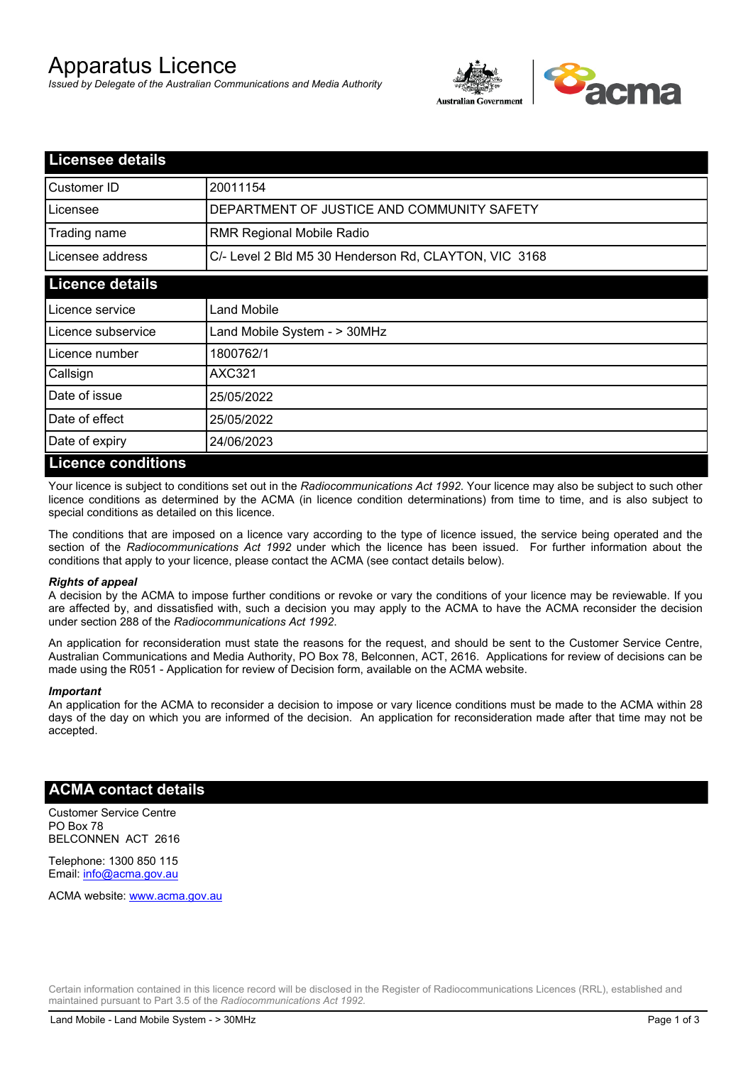# Apparatus Licence

*Issued by Delegate of the Australian Communications and Media Authority*

## Licensee details

| | |
|---|---|
| Customer ID | 20011154 |
| Licensee | DEPARTMENT OF JUSTICE AND COMMUNITY SAFETY |
| Trading name | RMR Regional Mobile Radio |
| Licensee address | C/- Level 2 Bld M5 30 Henderson Rd, CLAYTON, VIC 3168 |

## Licence details

| | |
|---|---|
| Licence service | Land Mobile |
| Licence subservice | Land Mobile System - > 30MHz |
| Licence number | 1800762/1 |
| Callsign | AXC321 |
| Date of issue | 25/05/2022 |
| Date of effect | 25/05/2022 |
| Date of expiry | 24/06/2023 |

## Licence conditions

Your licence is subject to conditions set out in the *Radiocommunications Act 1992*. Your licence may also be subject to such other licence conditions as determined by the ACMA (in licence condition determinations) from time to time, and is also subject to special conditions as detailed on this licence.

The conditions that are imposed on a licence vary according to the type of licence issued, the service being operated and the section of the *Radiocommunications Act 1992* under which the licence has been issued. For further information about the conditions that apply to your licence, please contact the ACMA (see contact details below).

***Rights of appeal***

A decision by the ACMA to impose further conditions or revoke or vary the conditions of your licence may be reviewable. If you are affected by, and dissatisfied with, such a decision you may apply to the ACMA to have the ACMA reconsider the decision under section 288 of the *Radiocommunications Act 1992*.

An application for reconsideration must state the reasons for the request, and should be sent to the Customer Service Centre, Australian Communications and Media Authority, PO Box 78, Belconnen, ACT, 2616. Applications for review of decisions can be made using the R051 - Application for review of Decision form, available on the ACMA website.

***Important***

An application for the ACMA to reconsider a decision to impose or vary licence conditions must be made to the ACMA within 28 days of the day on which you are informed of the decision. An application for reconsideration made after that time may not be accepted.

## ACMA contact details

Customer Service Centre
PO Box 78
BELCONNEN ACT 2616

Telephone: 1300 850 115
Email: info@acma.gov.au

ACMA website: www.acma.gov.au

Certain information contained in this licence record will be disclosed in the Register of Radiocommunications Licences (RRL), established and maintained pursuant to Part 3.5 of the *Radiocommunications Act 1992.*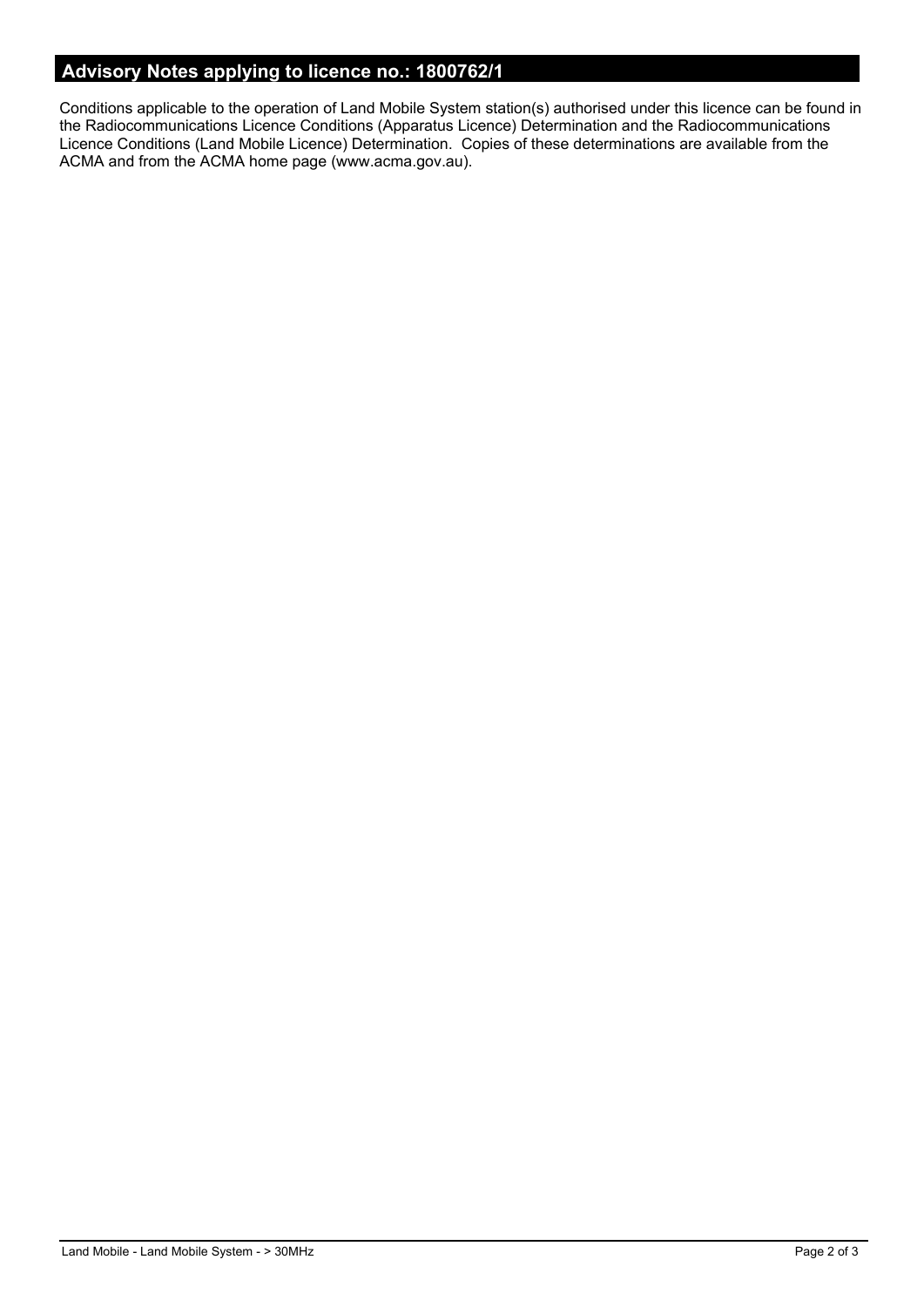## Advisory Notes applying to licence no.: 1800762/1

Conditions applicable to the operation of Land Mobile System station(s) authorised under this licence can be found in the Radiocommunications Licence Conditions (Apparatus Licence) Determination and the Radiocommunications Licence Conditions (Land Mobile Licence) Determination. Copies of these determinations are available from the ACMA and from the ACMA home page (www.acma.gov.au).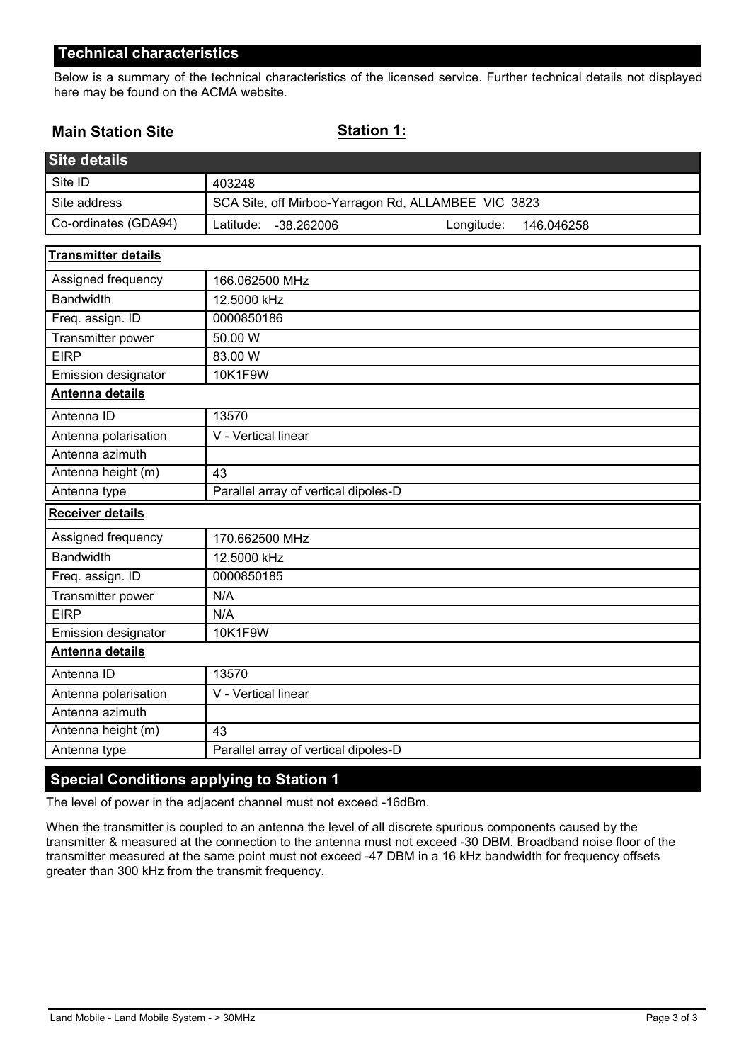## Technical characteristics

Below is a summary of the technical characteristics of the licensed service. Further technical details not displayed here may be found on the ACMA website.

**Main Station Site** **Station 1:**

| Site details | |
|---|---|
| Site ID | 403248 |
| Site address | SCA Site, off Mirboo-Yarragon Rd, ALLAMBEE VIC 3823 |
| Co-ordinates (GDA94) | Latitude: -38.262006 Longitude: 146.046258 |

| Transmitter details | |
|---|---|
| Assigned frequency | 166.062500 MHz |
| Bandwidth | 12.5000 kHz |
| Freq. assign. ID | 0000850186 |
| Transmitter power | 50.00 W |
| EIRP | 83.00 W |
| Emission designator | 10K1F9W |
| **Antenna details** | |
| Antenna ID | 13570 |
| Antenna polarisation | V - Vertical linear |
| Antenna azimuth | |
| Antenna height (m) | 43 |
| Antenna type | Parallel array of vertical dipoles-D |
| **Receiver details** | |
| Assigned frequency | 170.662500 MHz |
| Bandwidth | 12.5000 kHz |
| Freq. assign. ID | 0000850185 |
| Transmitter power | N/A |
| EIRP | N/A |
| Emission designator | 10K1F9W |
| **Antenna details** | |
| Antenna ID | 13570 |
| Antenna polarisation | V - Vertical linear |
| Antenna azimuth | |
| Antenna height (m) | 43 |
| Antenna type | Parallel array of vertical dipoles-D |

## Special Conditions applying to Station 1

The level of power in the adjacent channel must not exceed -16dBm.

When the transmitter is coupled to an antenna the level of all discrete spurious components caused by the transmitter & measured at the connection to the antenna must not exceed -30 DBM. Broadband noise floor of the transmitter measured at the same point must not exceed -47 DBM in a 16 kHz bandwidth for frequency offsets greater than 300 kHz from the transmit frequency.